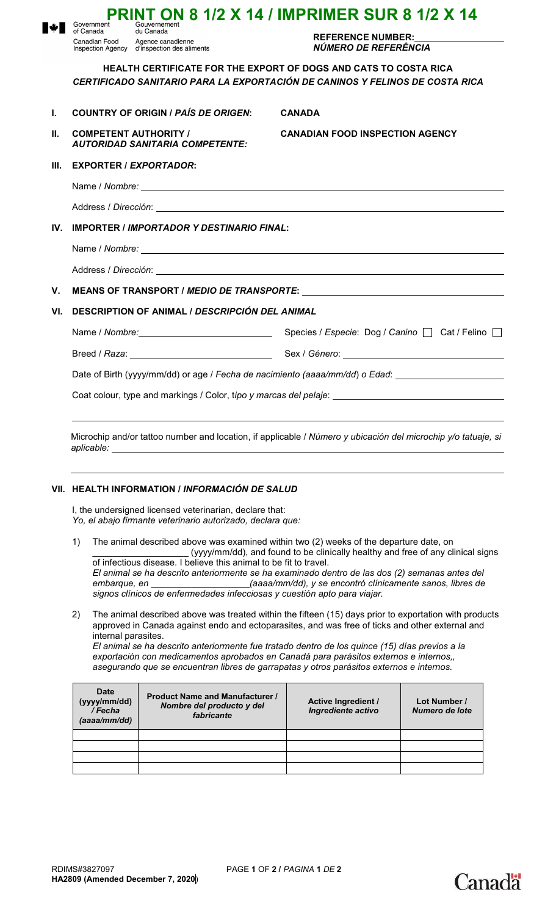**PRINT ON 8 1/2 X 14 / IMPRIMER SUR 8 1/2 X 14**

Government of Canada / Gouvernement du Canada
Canadian Food Inspection Agency / Agence canadienne d'inspection des aliments

**REFERENCE NUMBER:** ____________
***NÚMERO DE REFERÊNCIA***

## HEALTH CERTIFICATE FOR THE EXPORT OF DOGS AND CATS TO COSTA RICA
## *CERTIFICADO SANITARIO PARA LA EXPORTACIÓN DE CANINOS Y FELINOS DE COSTA RICA*

**I. COUNTRY OF ORIGIN / *PAÍS DE ORIGEN*:** **CANADA**

**II. COMPETENT AUTHORITY / *AUTORIDAD SANITARIA COMPETENTE:*** **CANADIAN FOOD INSPECTION AGENCY**

**III. EXPORTER / *EXPORTADOR*:**

Name / *Nombre:* ____________

Address / *Dirección*: ____________

**IV. IMPORTER / *IMPORTADOR Y DESTINARIO FINAL*:**

Name / *Nombre:* ____________

Address / *Dirección*: ____________

**V. MEANS OF TRANSPORT / *MEDIO DE TRANSPORTE*:** ____________

**VI. DESCRIPTION OF ANIMAL / *DESCRIPCIÓN DEL ANIMAL***

Name / *Nombre:* ____________ Species / *Especie*: Dog / *Canino* ☐ Cat / *Felino* ☐

Breed / *Raza*: ____________ Sex / *Género*: ____________

Date of Birth (yyyy/mm/dd) or age / *Fecha de nacimiento (aaaa/mm/dd) o Edad*: ____________

Coat colour, type and markings / Color, t*ipo y marcas del pelaje*: ____________

Microchip and/or tattoo number and location, if applicable / *Número y ubicación del microchip y/o tatuaje, si aplicable:* ____________

**VII. HEALTH INFORMATION / *INFORMACIÓN DE SALUD***

I, the undersigned licensed veterinarian, declare that:
*Yo, el abajo firmante veterinario autorizado, declara que:*

1) The animal described above was examined within two (2) weeks of the departure date, on ____________ (yyyy/mm/dd), and found to be clinically healthy and free of any clinical signs of infectious disease. I believe this animal to be fit to travel.
*El animal se ha descrito anteriormente se ha examinado dentro de las dos (2) semanas antes del embarque, en ____________(aaaa/mm/dd), y se encontró clínicamente sanos, libres de signos clínicos de enfermedades infecciosas y cuestión apto para viajar.*

2) The animal described above was treated within the fifteen (15) days prior to exportation with products approved in Canada against endo and ectoparasites, and was free of ticks and other external and internal parasites.
*El animal se ha descrito anteriormente fue tratado dentro de los quince (15) días previos a la exportación con medicamentos aprobados en Canadá para parásitos externos e internos,, asegurando que se encuentran libres de garrapatas y otros parásitos externos e internos.*

| Date (yyyy/mm/dd) / *Fecha (aaaa/mm/dd)* | Product Name and Manufacturer / *Nombre del producto y del fabricante* | Active Ingredient / *Ingrediente activo* | Lot Number / *Numero de lote* |
|---|---|---|---|
| | | | |
| | | | |
| | | | |
| | | | |

RDIMS#3827097
**HA2809 (Amended December 7, 2020)**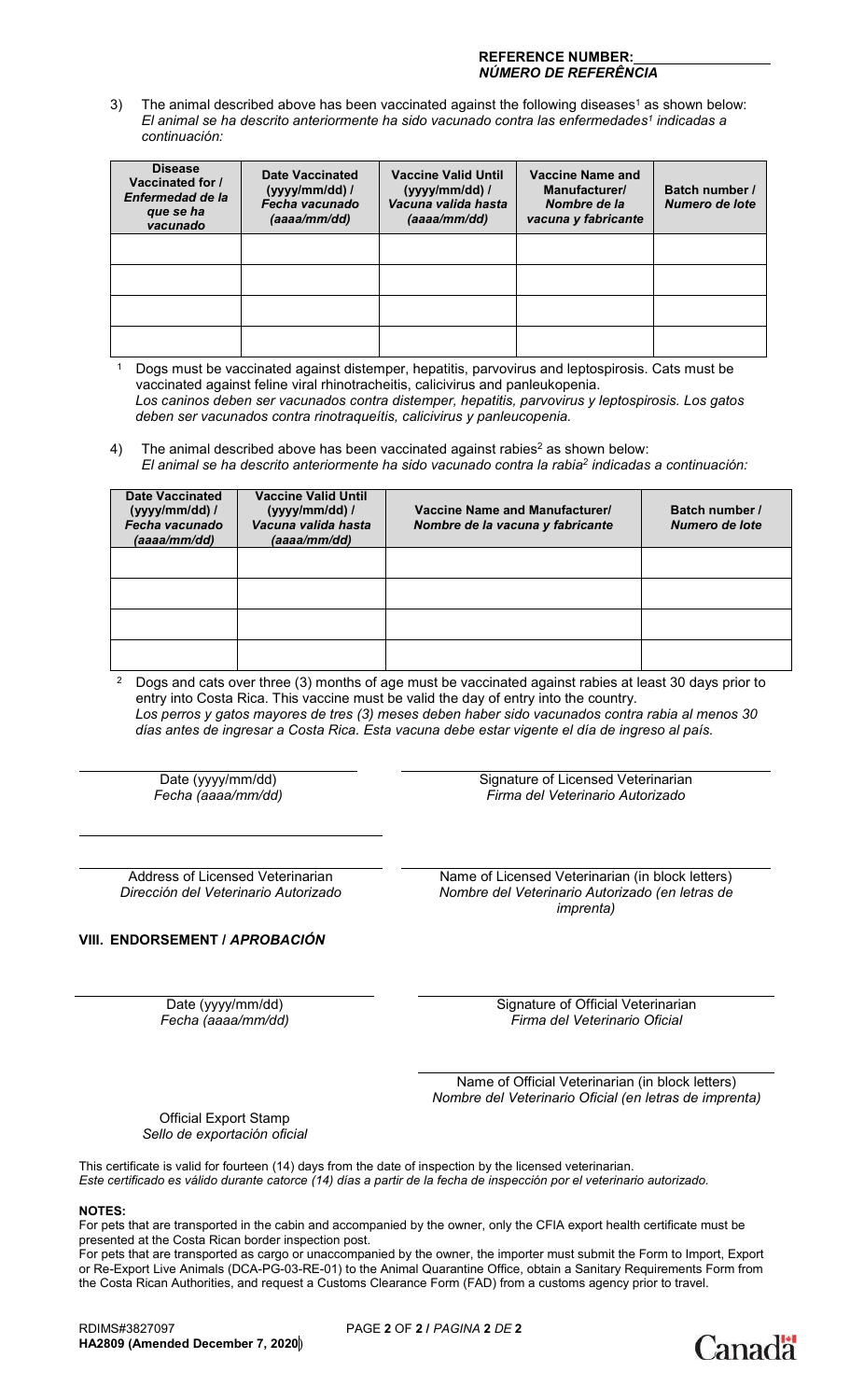**REFERENCE NUMBER:** ______________
***NÚMERO DE REFERÊNCIA***

3) The animal described above has been vaccinated against the following diseases[1] as shown below:
*El animal se ha descrito anteriormente ha sido vacunado contra las enfermedades[1] indicadas a continuación:*

| Disease Vaccinated for / *Enfermedad de la que se ha vacunado* | Date Vaccinated (yyyy/mm/dd) / *Fecha vacunado (aaaa/mm/dd)* | Vaccine Valid Until (yyyy/mm/dd) / *Vacuna valida hasta (aaaa/mm/dd)* | Vaccine Name and Manufacturer/ *Nombre de la vacuna y fabricante* | Batch number / *Numero de lote* |
|---|---|---|---|---|
| | | | | |
| | | | | |
| | | | | |
| | | | | |

[1] Dogs must be vaccinated against distemper, hepatitis, parvovirus and leptospirosis. Cats must be vaccinated against feline viral rhinotracheitis, calicivirus and panleukopenia.
*Los caninos deben ser vacunados contra distemper, hepatitis, parvovirus y leptospirosis. Los gatos deben ser vacunados contra rinotraqueítis, calicivirus y panleucopenia.*

4) The animal described above has been vaccinated against rabies[2] as shown below:
*El animal se ha descrito anteriormente ha sido vacunado contra la rabia[2] indicadas a continuación:*

| Date Vaccinated (yyyy/mm/dd) / *Fecha vacunado (aaaa/mm/dd)* | Vaccine Valid Until (yyyy/mm/dd) / *Vacuna valida hasta (aaaa/mm/dd)* | Vaccine Name and Manufacturer/ *Nombre de la vacuna y fabricante* | Batch number / *Numero de lote* |
|---|---|---|---|
| | | | |
| | | | |
| | | | |
| | | | |

[2] Dogs and cats over three (3) months of age must be vaccinated against rabies at least 30 days prior to entry into Costa Rica. This vaccine must be valid the day of entry into the country.
*Los perros y gatos mayores de tres (3) meses deben haber sido vacunados contra rabia al menos 30 días antes de ingresar a Costa Rica. Esta vacuna debe estar vigente el día de ingreso al país.*

______________________________
Date (yyyy/mm/dd)
*Fecha (aaaa/mm/dd)*

______________________________
Signature of Licensed Veterinarian
*Firma del Veterinario Autorizado*

______________________________
______________________________
Address of Licensed Veterinarian
*Dirección del Veterinario Autorizado*

______________________________
Name of Licensed Veterinarian (in block letters)
*Nombre del Veterinario Autorizado (en letras de imprenta)*

## VIII. ENDORSEMENT / *APROBACIÓN*

______________________________
Date (yyyy/mm/dd)
*Fecha (aaaa/mm/dd)*

______________________________
Signature of Official Veterinarian
*Firma del Veterinario Oficial*

______________________________
Name of Official Veterinarian (in block letters)
*Nombre del Veterinario Oficial (en letras de imprenta)*

Official Export Stamp
*Sello de exportación oficial*

This certificate is valid for fourteen (14) days from the date of inspection by the licensed veterinarian.
*Este certificado es válido durante catorce (14) días a partir de la fecha de inspección por el veterinario autorizado.*

**NOTES:**

For pets that are transported in the cabin and accompanied by the owner, only the CFIA export health certificate must be presented at the Costa Rican border inspection post.

For pets that are transported as cargo or unaccompanied by the owner, the importer must submit the Form to Import, Export or Re-Export Live Animals (DCA-PG-03-RE-01) to the Animal Quarantine Office, obtain a Sanitary Requirements Form from the Costa Rican Authorities, and request a Customs Clearance Form (FAD) from a customs agency prior to travel.

RDIMS#3827097
**HA2809 (Amended December 7, 2020)**